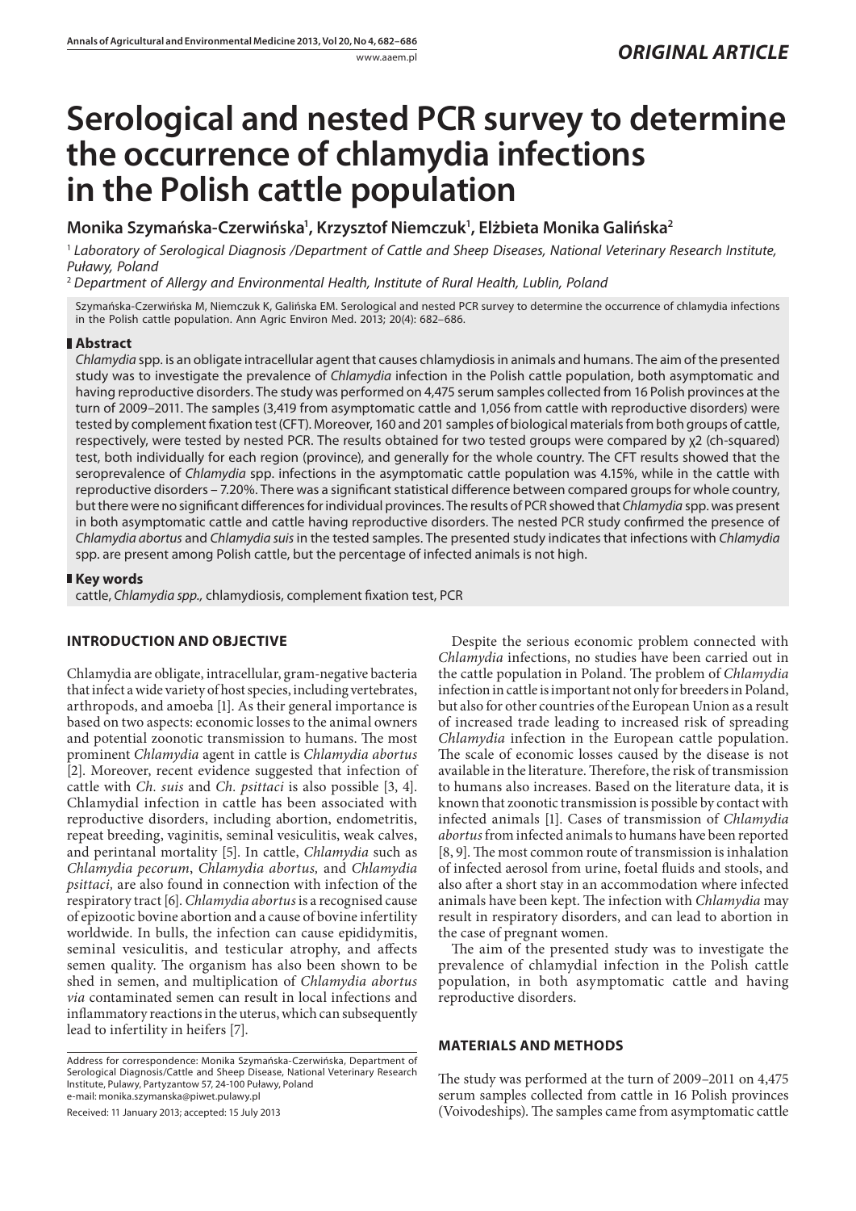ORIGINAL ARTICLE

# Serological and nested PCR survey to determine the occurrence of chlamydia infections in the Polish cattle population

**Monika Szymańska-Czerwińska[1], Krzysztof Niemczuk[1], Elżbieta Monika Galińska[2]**

[1] *Laboratory of Serological Diagnosis /Department of Cattle and Sheep Diseases, National Veterinary Research Institute, Puławy, Poland*

[2] *Department of Allergy and Environmental Health, Institute of Rural Health, Lublin, Poland*

Szymańska-Czerwińska M, Niemczuk K, Galińska EM. Serological and nested PCR survey to determine the occurrence of chlamydia infections in the Polish cattle population. Ann Agric Environ Med. 2013; 20(4): 682–686.

## Abstract

*Chlamydia* spp. is an obligate intracellular agent that causes chlamydiosis in animals and humans. The aim of the presented study was to investigate the prevalence of *Chlamydia* infection in the Polish cattle population, both asymptomatic and having reproductive disorders. The study was performed on 4,475 serum samples collected from 16 Polish provinces at the turn of 2009–2011. The samples (3,419 from asymptomatic cattle and 1,056 from cattle with reproductive disorders) were tested by complement fixation test (CFT). Moreover, 160 and 201 samples of biological materials from both groups of cattle, respectively, were tested by nested PCR. The results obtained for two tested groups were compared by χ2 (ch-squared) test, both individually for each region (province), and generally for the whole country. The CFT results showed that the seroprevalence of *Chlamydia* spp. infections in the asymptomatic cattle population was 4.15%, while in the cattle with reproductive disorders – 7.20%. There was a significant statistical difference between compared groups for whole country, but there were no significant differences for individual provinces. The results of PCR showed that *Chlamydia* spp. was present in both asymptomatic cattle and cattle having reproductive disorders. The nested PCR study confirmed the presence of *Chlamydia abortus* and *Chlamydia suis* in the tested samples. The presented study indicates that infections with *Chlamydia* spp. are present among Polish cattle, but the percentage of infected animals is not high.

## Key words

cattle, *Chlamydia spp.,* chlamydiosis, complement fixation test, PCR

## INTRODUCTION AND OBJECTIVE

Chlamydia are obligate, intracellular, gram-negative bacteria that infect a wide variety of host species, including vertebrates, arthropods, and amoeba [1]. As their general importance is based on two aspects: economic losses to the animal owners and potential zoonotic transmission to humans. The most prominent *Chlamydia* agent in cattle is *Chlamydia abortus* [2]. Moreover, recent evidence suggested that infection of cattle with *Ch. suis* and *Ch. psittaci* is also possible [3, 4]. Chlamydial infection in cattle has been associated with reproductive disorders, including abortion, endometritis, repeat breeding, vaginitis, seminal vesiculitis, weak calves, and perintanal mortality [5]. In cattle, *Chlamydia* such as *Chlamydia pecorum*, *Chlamydia abortus,* and *Chlamydia psittaci,* are also found in connection with infection of the respiratory tract [6]. *Chlamydia abortus* is a recognised cause of epizootic bovine abortion and a cause of bovine infertility worldwide. In bulls, the infection can cause epididymitis, seminal vesiculitis, and testicular atrophy, and affects semen quality. The organism has also been shown to be shed in semen, and multiplication of *Chlamydia abortus via* contaminated semen can result in local infections and inflammatory reactions in the uterus, which can subsequently lead to infertility in heifers [7].

Despite the serious economic problem connected with *Chlamydia* infections, no studies have been carried out in the cattle population in Poland. The problem of *Chlamydia* infection in cattle is important not only for breeders in Poland, but also for other countries of the European Union as a result of increased trade leading to increased risk of spreading *Chlamydia* infection in the European cattle population. The scale of economic losses caused by the disease is not available in the literature. Therefore, the risk of transmission to humans also increases. Based on the literature data, it is known that zoonotic transmission is possible by contact with infected animals [1]. Cases of transmission of *Chlamydia abortus* from infected animals to humans have been reported [8, 9]. The most common route of transmission is inhalation of infected aerosol from urine, foetal fluids and stools, and also after a short stay in an accommodation where infected animals have been kept. The infection with *Chlamydia* may result in respiratory disorders, and can lead to abortion in the case of pregnant women.

The aim of the presented study was to investigate the prevalence of chlamydial infection in the Polish cattle population, in both asymptomatic cattle and having reproductive disorders.

## MATERIALS AND METHODS

The study was performed at the turn of 2009–2011 on 4,475 serum samples collected from cattle in 16 Polish provinces (Voivodeships). The samples came from asymptomatic cattle

Address for correspondence: Monika Szymańska-Czerwińska, Department of Serological Diagnosis/Cattle and Sheep Disease, National Veterinary Research Institute, Pulawy, Partyzantow 57, 24-100 Puławy, Poland
e-mail: monika.szymanska@piwet.pulawy.pl

Received: 11 January 2013; accepted: 15 July 2013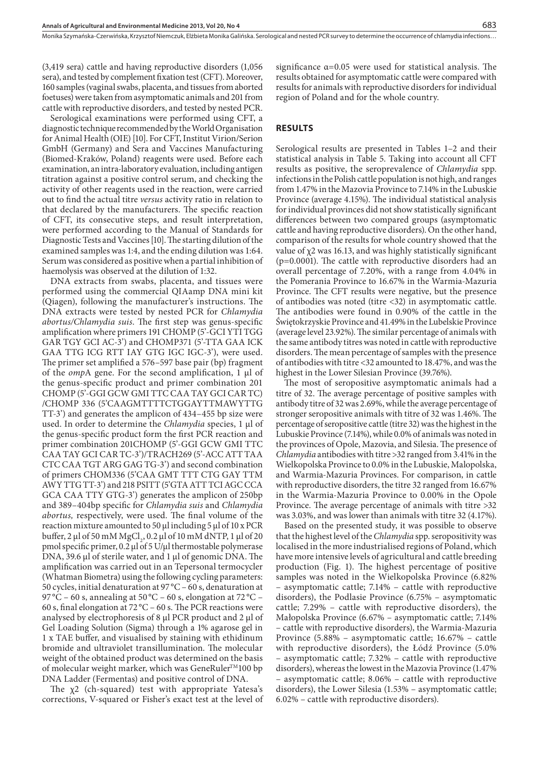(3,419 sera) cattle and having reproductive disorders (1,056 sera), and tested by complement fixation test (CFT). Moreover, 160 samples (vaginal swabs, placenta, and tissues from aborted foetuses) were taken from asymptomatic animals and 201 from cattle with reproductive disorders, and tested by nested PCR.

Serological examinations were performed using CFT, a diagnostic technique recommended by the World Organisation for Animal Health (OIE) [10]. For CFT, Institut Virion/Serion GmbH (Germany) and Sera and Vaccines Manufacturing (Biomed-Kraków, Poland) reagents were used. Before each examination, an intra-laboratory evaluation, including antigen titration against a positive control serum, and checking the activity of other reagents used in the reaction, were carried out to find the actual titre *versus* activity ratio in relation to that declared by the manufacturers. The specific reaction of CFT, its consecutive steps, and result interpretation, were performed according to the Manual of Standards for Diagnostic Tests and Vaccines [10]. The starting dilution of the examined samples was 1:4, and the ending dilution was 1:64. Serum was considered as positive when a partial inhibition of haemolysis was observed at the dilution of 1:32.

DNA extracts from swabs, placenta, and tissues were performed using the commercial QIAamp DNA mini kit (Qiagen), following the manufacturer's instructions. The DNA extracts were tested by nested PCR for *Chlamydia abortus/Chlamydia suis*. The first step was genus-specific amplification where primers 191 CHOMP (5'-GCI YTI TGG GAR TGY GCI AC-3') and CHOMP371 (5'-TTA GAA ICK GAA TTG ICG RTT IAY GTG IGC IGC-3'), were used. The primer set amplified a 576–597 base pair (bp) fragment of the *omp*A gene. For the second amplification, 1 µl of the genus-specific product and primer combination 201 CHOMP (5'-GGI GCW GMI TTC CAA TAY GCI CAR TC) /CHOMP 336 (5'CAAGMTTTTCTGGAYTTMAWYTTG TT-3') and generates the amplicon of 434–455 bp size were used. In order to determine the *Chlamydia* species, 1 µl of the genus-specific product form the first PCR reaction and primer combination 201CHOMP (5'-GGI GCW GMI TTC CAA TAY GCI CAR TC-3')/TRACH269 (5'-ACC ATT TAA CTC CAA TGT ARG GAG TG-3') and second combination of primers CHOM336 (5'CAA GMT TTT CTG GAY TTM AWY TTG TT-3') and 218 PSITT (5'GTA ATT TCI AGC CCA GCA CAA TTY GTG-3') generates the amplicon of 250bp and 389–404bp specific for *Chlamydia suis* and *Chlamydia abortus,* respectively, were used. The final volume of the reaction mixture amounted to 50 µl including 5 µl of 10 x PCR buffer, 2 µl of 50 mM $MgCl_2$, 0.2 µl of 10 mM dNTP, 1 µl of 20 pmol specific primer, 0.2 µl of 5 U/µl thermostable polymerase DNA, 39.6 µl of sterile water, and 1 µl of genomic DNA. The amplification was carried out in an Tepersonal termocycler (Whatman Biometra) using the following cycling parameters: 50 cycles, initial denaturation at 97 °C – 60 s, denaturation at 97 °C – 60 s, annealing at 50 °C – 60 s, elongation at 72 °C – 60 s, final elongation at 72 °C – 60 s. The PCR reactions were analysed by electrophoresis of 8 µl PCR product and 2 µl of Gel Loading Solution (Sigma) through a 1% agarose gel in 1 x TAE buffer, and visualised by staining with ethidinum bromide and ultraviolet transillumination. The molecular weight of the obtained product was determined on the basis of molecular weight marker, which was GeneRuler™100 bp DNA Ladder (Fermentas) and positive control of DNA.

The $\chi 2$ (ch-squared) test with appropriate Yatesa's corrections, V-squared or Fisher's exact test at the level of significance $\alpha$=0.05 were used for statistical analysis. The results obtained for asymptomatic cattle were compared with results for animals with reproductive disorders for individual region of Poland and for the whole country.

## RESULTS

Serological results are presented in Tables 1–2 and their statistical analysis in Table 5. Taking into account all CFT results as positive, the seroprevalence of *Chlamydia* spp. infections in the Polish cattle population is not high, and ranges from 1.47% in the Mazovia Province to 7.14% in the Lubuskie Province (average 4.15%). The individual statistical analysis for individual provinces did not show statistically significant differences between two compared groups (asymptomatic cattle and having reproductive disorders). On the other hand, comparison of the results for whole country showed that the value of $\chi 2$ was 16.13, and was highly statistically significant (p=0.0001). The cattle with reproductive disorders had an overall percentage of 7.20%, with a range from 4.04% in the Pomerania Province to 16.67% in the Warmia-Mazuria Province. The CFT results were negative, but the presence of antibodies was noted (titre <32) in asymptomatic cattle. The antibodies were found in 0.90% of the cattle in the Świętokrzyskie Province and 41.49% in the Lubelskie Province (average level 23.92%). The similar percentage of animals with the same antibody titres was noted in cattle with reproductive disorders. The mean percentage of samples with the presence of antibodies with titre <32 amounted to 18.47%, and was the highest in the Lower Silesian Province (39.76%).

The most of seropositive asymptomatic animals had a titre of 32. The average percentage of positive samples with antibody titre of 32 was 2.69%, while the average percentage of stronger seropositive animals with titre of 32 was 1.46%. The percentage of seropositive cattle (titre 32) was the highest in the Lubuskie Province (7.14%), while 0.0% of animals was noted in the provinces of Opole, Mazovia, and Silesia. The presence of *Chlamydia* antibodies with titre >32 ranged from 3.41% in the Wielkopolska Province to 0.0% in the Lubuskie, Malopolska, and Warmia-Mazuria Provinces. For comparison, in cattle with reproductive disorders, the titre 32 ranged from 16.67% in the Warmia-Mazuria Province to 0.00% in the Opole Province. The average percentage of animals with titre >32 was 3.03%, and was lower than animals with titre 32 (4.17%).

Based on the presented study, it was possible to observe that the highest level of the *Chlamydia* spp. seropositivity was localised in the more industrialised regions of Poland, which have more intensive levels of agricultural and cattle breeding production (Fig. 1). The highest percentage of positive samples was noted in the Wielkopolska Province (6.82% – asymptomatic cattle; 7.14% – cattle with reproductive disorders), the Podlasie Province (6.75% – asymptomatic cattle; 7.29% – cattle with reproductive disorders), the Małopolska Province (6.67% – asymptomatic cattle; 7.14% – cattle with reproductive disorders), the Warmia-Mazuria Province (5.88% – asymptomatic cattle; 16.67% – cattle with reproductive disorders), the Łódź Province (5.0% – asymptomatic cattle; 7.32% – cattle with reproductive disorders), whereas the lowest in the Mazovia Province (1.47% – asymptomatic cattle; 8.06% – cattle with reproductive disorders), the Lower Silesia (1.53% – asymptomatic cattle; 6.02% – cattle with reproductive disorders).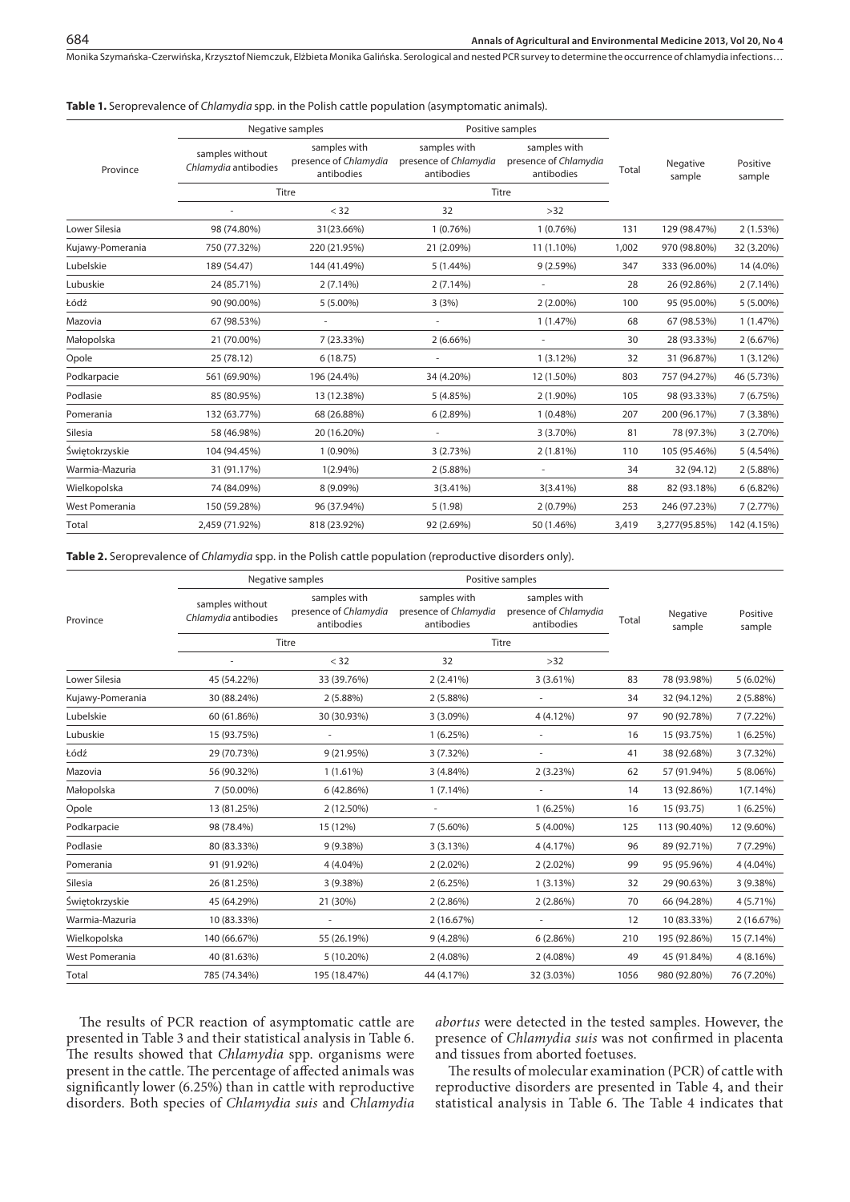**Table 1.** Seroprevalence of *Chlamydia* spp. in the Polish cattle population (asymptomatic animals).

| Province | Negative samples | | Positive samples | | Total | Negative sample | Positive sample |
|---|---|---|---|---|---|---|---|
| | samples without *Chlamydia* antibodies | samples with presence of *Chlamydia* antibodies | samples with presence of *Chlamydia* antibodies | samples with presence of *Chlamydia* antibodies | | | |
| | Titre | | Titre | | | | |
| | - | < 32 | 32 | >32 | | | |
| Lower Silesia | 98 (74.80%) | 31(23.66%) | 1 (0.76%) | 1 (0.76%) | 131 | 129 (98.47%) | 2 (1.53%) |
| Kujawy-Pomerania | 750 (77.32%) | 220 (21.95%) | 21 (2.09%) | 11 (1.10%) | 1,002 | 970 (98.80%) | 32 (3.20%) |
| Lubelskie | 189 (54.47) | 144 (41.49%) | 5 (1.44%) | 9 (2.59%) | 347 | 333 (96.00%) | 14 (4.0%) |
| Lubuskie | 24 (85.71%) | 2 (7.14%) | 2 (7.14%) | - | 28 | 26 (92.86%) | 2 (7.14%) |
| Łódź | 90 (90.00%) | 5 (5.00%) | 3 (3%) | 2 (2.00%) | 100 | 95 (95.00%) | 5 (5.00%) |
| Mazovia | 67 (98.53%) | - | - | 1 (1.47%) | 68 | 67 (98.53%) | 1 (1.47%) |
| Małopolska | 21 (70.00%) | 7 (23.33%) | 2 (6.66%) | - | 30 | 28 (93.33%) | 2 (6.67%) |
| Opole | 25 (78.12) | 6 (18.75) | - | 1 (3.12%) | 32 | 31 (96.87%) | 1 (3.12%) |
| Podkarpacie | 561 (69.90%) | 196 (24.4%) | 34 (4.20%) | 12 (1.50%) | 803 | 757 (94.27%) | 46 (5.73%) |
| Podlasie | 85 (80.95%) | 13 (12.38%) | 5 (4.85%) | 2 (1.90%) | 105 | 98 (93.33%) | 7 (6.75%) |
| Pomerania | 132 (63.77%) | 68 (26.88%) | 6 (2.89%) | 1 (0.48%) | 207 | 200 (96.17%) | 7 (3.38%) |
| Silesia | 58 (46.98%) | 20 (16.20%) | - | 3 (3.70%) | 81 | 78 (97.3%) | 3 (2.70%) |
| Świętokrzyskie | 104 (94.45%) | 1 (0.90%) | 3 (2.73%) | 2 (1.81%) | 110 | 105 (95.46%) | 5 (4.54%) |
| Warmia-Mazuria | 31 (91.17%) | 1(2.94%) | 2 (5.88%) | - | 34 | 32 (94.12) | 2 (5.88%) |
| Wielkopolska | 74 (84.09%) | 8 (9.09%) | 3(3.41%) | 3(3.41%) | 88 | 82 (93.18%) | 6 (6.82%) |
| West Pomerania | 150 (59.28%) | 96 (37.94%) | 5 (1.98) | 2 (0.79%) | 253 | 246 (97.23%) | 7 (2.77%) |
| Total | 2,459 (71.92%) | 818 (23.92%) | 92 (2.69%) | 50 (1.46%) | 3,419 | 3,277(95.85%) | 142 (4.15%) |

**Table 2.** Seroprevalence of *Chlamydia* spp. in the Polish cattle population (reproductive disorders only).

| Province | Negative samples | | Positive samples | | Total | Negative sample | Positive sample |
|---|---|---|---|---|---|---|---|
| | samples without *Chlamydia* antibodies | samples with presence of *Chlamydia* antibodies | samples with presence of *Chlamydia* antibodies | samples with presence of *Chlamydia* antibodies | | | |
| | Titre | | Titre | | | | |
| | - | < 32 | 32 | >32 | | | |
| Lower Silesia | 45 (54.22%) | 33 (39.76%) | 2 (2.41%) | 3 (3.61%) | 83 | 78 (93.98%) | 5 (6.02%) |
| Kujawy-Pomerania | 30 (88.24%) | 2 (5.88%) | 2 (5.88%) | - | 34 | 32 (94.12%) | 2 (5.88%) |
| Lubelskie | 60 (61.86%) | 30 (30.93%) | 3 (3.09%) | 4 (4.12%) | 97 | 90 (92.78%) | 7 (7.22%) |
| Lubuskie | 15 (93.75%) | - | 1 (6.25%) | - | 16 | 15 (93.75%) | 1 (6.25%) |
| Łódź | 29 (70.73%) | 9 (21.95%) | 3 (7.32%) | - | 41 | 38 (92.68%) | 3 (7.32%) |
| Mazovia | 56 (90.32%) | 1 (1.61%) | 3 (4.84%) | 2 (3.23%) | 62 | 57 (91.94%) | 5 (8.06%) |
| Małopolska | 7 (50.00%) | 6 (42.86%) | 1 (7.14%) | - | 14 | 13 (92.86%) | 1(7.14%) |
| Opole | 13 (81.25%) | 2 (12.50%) | - | 1 (6.25%) | 16 | 15 (93.75) | 1 (6.25%) |
| Podkarpacie | 98 (78.4%) | 15 (12%) | 7 (5.60%) | 5 (4.00%) | 125 | 113 (90.40%) | 12 (9.60%) |
| Podlasie | 80 (83.33%) | 9 (9.38%) | 3 (3.13%) | 4 (4.17%) | 96 | 89 (92.71%) | 7 (7.29%) |
| Pomerania | 91 (91.92%) | 4 (4.04%) | 2 (2.02%) | 2 (2.02%) | 99 | 95 (95.96%) | 4 (4.04%) |
| Silesia | 26 (81.25%) | 3 (9.38%) | 2 (6.25%) | 1 (3.13%) | 32 | 29 (90.63%) | 3 (9.38%) |
| Świętokrzyskie | 45 (64.29%) | 21 (30%) | 2 (2.86%) | 2 (2.86%) | 70 | 66 (94.28%) | 4 (5.71%) |
| Warmia-Mazuria | 10 (83.33%) | - | 2 (16.67%) | - | 12 | 10 (83.33%) | 2 (16.67%) |
| Wielkopolska | 140 (66.67%) | 55 (26.19%) | 9 (4.28%) | 6 (2.86%) | 210 | 195 (92.86%) | 15 (7.14%) |
| West Pomerania | 40 (81.63%) | 5 (10.20%) | 2 (4.08%) | 2 (4.08%) | 49 | 45 (91.84%) | 4 (8.16%) |
| Total | 785 (74.34%) | 195 (18.47%) | 44 (4.17%) | 32 (3.03%) | 1056 | 980 (92.80%) | 76 (7.20%) |

The results of PCR reaction of asymptomatic cattle are presented in Table 3 and their statistical analysis in Table 6. The results showed that *Chlamydia* spp. organisms were present in the cattle. The percentage of affected animals was significantly lower (6.25%) than in cattle with reproductive disorders. Both species of *Chlamydia suis* and *Chlamydia abortus* were detected in the tested samples. However, the presence of *Chlamydia suis* was not confirmed in placenta and tissues from aborted foetuses.

The results of molecular examination (PCR) of cattle with reproductive disorders are presented in Table 4, and their statistical analysis in Table 6. The Table 4 indicates that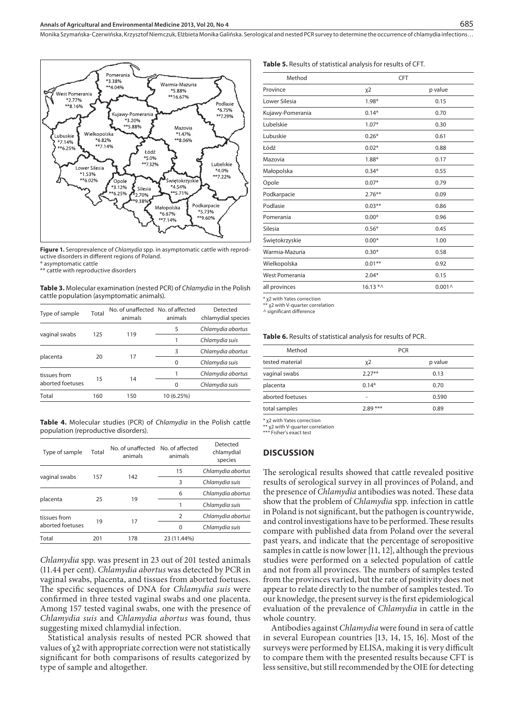Figure 1 (map of Poland with province labels):

Pomerania *3.38% **4.04%
Warmia-Mazuria *5.88% **16.67%
West Pomerania *2.77% **8.16%
Podlasie *6.75% **7.29%
Kujawy-Pomerania *3.20% **5.88%
Mazovia *1.47% **8.06%
Lubuskie *7.14% **6.25%
Wielkopolska *6.82% **7.14%
Łódź *5.0% **7.32%
Lubelskie *4.0% **7.22%
Lower Silesia *1.53% **6.02%
Opole *3.12% **6.25%
Świętokrzyskie *4.54% **5.71%
Silesia *2.70% **9.38%
Podkarpacie *5.73% **9.60%
Małopolska *6.67% **7.14%

**Figure 1.** Seroprevalence of *Chlamydia* spp. in asymptomatic cattle with reproductive disorders in different regions of Poland.
\* asymptomatic cattle
\** cattle with reproductive disorders

**Table 3.** Molecular examination (nested PCR) of *Chlamydia* in the Polish cattle population (asymptomatic animals).

| Type of sample | Total | No. of unaffected animals | No. of affected animals | Detected chlamydial species |
|---|---|---|---|---|
| vaginal swabs | 125 | 119 | 5 | *Chlamydia abortus* |
| | | | 1 | *Chlamydia suis* |
| placenta | 20 | 17 | 3 | *Chlamydia abortus* |
| | | | 0 | *Chlamydia suis* |
| tissues from aborted foetuses | 15 | 14 | 1 | *Chlamydia abortus* |
| | | | 0 | *Chlamydia suis* |
| Total | 160 | 150 | 10 (6.25%) | |

**Table 4.** Molecular studies (PCR) of *Chlamydia* in the Polish cattle population (reproductive disorders).

| Type of sample | Total | No. of unaffected animals | No. of affected animals | Detected chlamydial species |
|---|---|---|---|---|
| vaginal swabs | 157 | 142 | 15 | *Chlamydia abortus* |
| | | | 3 | *Chlamydia suis* |
| placenta | 25 | 19 | 6 | *Chlamydia abortus* |
| | | | 1 | *Chlamydia suis* |
| tissues from aborted foetuses | 19 | 17 | 2 | *Chlamydia abortus* |
| | | | 0 | *Chlamydia suis* |
| Total | 201 | 178 | 23 (11.44%) | |

*Chlamydia* spp. was present in 23 out of 201 tested animals (11.44 per cent). *Chlamydia abortus* was detected by PCR in vaginal swabs, placenta, and tissues from aborted foetuses. The specific sequences of DNA for *Chlamydia suis* were confirmed in three tested vaginal swabs and one placenta. Among 157 tested vaginal swabs, one with the presence of *Chlamydia suis* and *Chlamydia abortus* was found, thus suggesting mixed chlamydial infection.

Statistical analysis results of nested PCR showed that values of $\chi^2$ with appropriate correction were not statistically significant for both comparisons of results categorized by type of sample and altogether.

**Table 5.** Results of statistical analysis for results of CFT.

| Method | CFT | |
|---|---|---|
| Province | $\chi^2$ | p value |
| Lower Silesia | 1.98* | 0.15 |
| Kujawy-Pomerania | 0.14* | 0.70 |
| Lubelskie | 1.07* | 0.30 |
| Lubuskie | 0.26* | 0.61 |
| Łódź | 0.02* | 0.88 |
| Mazovia | 1.88* | 0.17 |
| Małopolska | 0.34* | 0.55 |
| Opole | 0.07* | 0.79 |
| Podkarpacie | 2.76** | 0.09 |
| Podlasie | 0.03** | 0.86 |
| Pomerania | 0.00* | 0.96 |
| Silesia | 0.56* | 0.45 |
| Świętokrzyskie | 0.00* | 1.00 |
| Warmia-Mazuria | 0.30* | 0.58 |
| Wielkopolska | 0.01** | 0.92 |
| West Pomerania | 2.04* | 0.15 |
| all provinces | 16.13 *^ | 0.001^ |

\* $\chi^2$ with Yates correction
\** $\chi^2$ with V-quarter correlation
^ significant difference

**Table 6.** Results of statistical analysis for results of PCR.

| Method | PCR | |
|---|---|---|
| tested material | $\chi^2$ | p value |
| vaginal swabs | 2.27** | 0.13 |
| placenta | 0.14* | 0.70 |
| aborted foetuses | - | 0.590 |
| total samples | 2.89 *** | 0.89 |

\* $\chi^2$ with Yates correction
\** $\chi^2$ with V-quarter correlation
\*** Fisher's exact test

## DISCUSSION

The serological results showed that cattle revealed positive results of serological survey in all provinces of Poland, and the presence of *Chlamydia* antibodies was noted. These data show that the problem of *Chlamydia* spp. infection in cattle in Poland is not significant, but the pathogen is countrywide, and control investigations have to be performed. These results compare with published data from Poland over the several past years, and indicate that the percentage of seropositive samples in cattle is now lower [11, 12], although the previous studies were performed on a selected population of cattle and not from all provinces. The numbers of samples tested from the provinces varied, but the rate of positivity does not appear to relate directly to the number of samples tested. To our knowledge, the present survey is the first epidemiological evaluation of the prevalence of *Chlamydia* in cattle in the whole country.

Antibodies against *Chlamydia* were found in sera of cattle in several European countries [13, 14, 15, 16]. Most of the surveys were performed by ELISA, making it is very difficult to compare them with the presented results because CFT is less sensitive, but still recommended by the OIE for detecting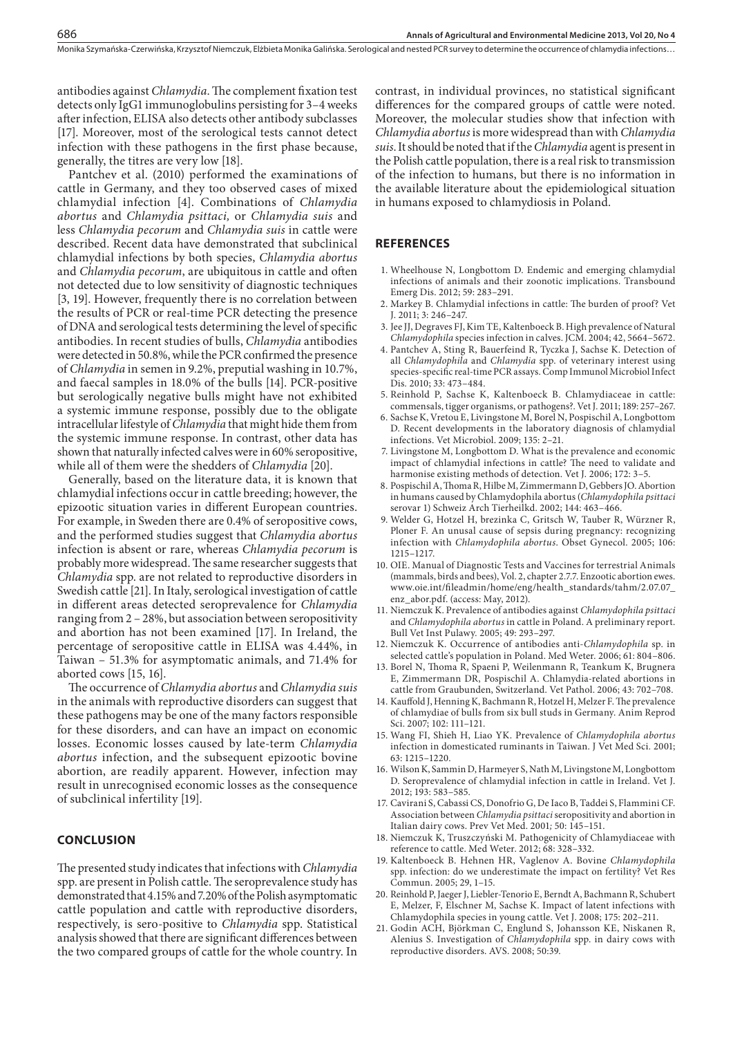antibodies against *Chlamydia*. The complement fixation test detects only IgG1 immunoglobulins persisting for 3–4 weeks after infection, ELISA also detects other antibody subclasses [17]. Moreover, most of the serological tests cannot detect infection with these pathogens in the first phase because, generally, the titres are very low [18].

Pantchev et al. (2010) performed the examinations of cattle in Germany, and they too observed cases of mixed chlamydial infection [4]. Combinations of *Chlamydia abortus* and *Chlamydia psittaci,* or *Chlamydia suis* and less *Chlamydia pecorum* and *Chlamydia suis* in cattle were described. Recent data have demonstrated that subclinical chlamydial infections by both species, *Chlamydia abortus* and *Chlamydia pecorum*, are ubiquitous in cattle and often not detected due to low sensitivity of diagnostic techniques [3, 19]. However, frequently there is no correlation between the results of PCR or real-time PCR detecting the presence of DNA and serological tests determining the level of specific antibodies. In recent studies of bulls, *Chlamydia* antibodies were detected in 50.8%, while the PCR confirmed the presence of *Chlamydia* in semen in 9.2%, preputial washing in 10.7%, and faecal samples in 18.0% of the bulls [14]. PCR-positive but serologically negative bulls might have not exhibited a systemic immune response, possibly due to the obligate intracellular lifestyle of *Chlamydia* that might hide them from the systemic immune response. In contrast, other data has shown that naturally infected calves were in 60% seropositive, while all of them were the shedders of *Chlamydia* [20].

Generally, based on the literature data, it is known that chlamydial infections occur in cattle breeding; however, the epizootic situation varies in different European countries. For example, in Sweden there are 0.4% of seropositive cows, and the performed studies suggest that *Chlamydia abortus* infection is absent or rare, whereas *Chlamydia pecorum* is probably more widespread. The same researcher suggests that *Chlamydia* spp. are not related to reproductive disorders in Swedish cattle [21]. In Italy, serological investigation of cattle in different areas detected seroprevalence for *Chlamydia* ranging from 2 – 28%, but association between seropositivity and abortion has not been examined [17]. In Ireland, the percentage of seropositive cattle in ELISA was 4.44%, in Taiwan – 51.3% for asymptomatic animals, and 71.4% for aborted cows [15, 16].

The occurrence of *Chlamydia abortus* and *Chlamydia suis* in the animals with reproductive disorders can suggest that these pathogens may be one of the many factors responsible for these disorders, and can have an impact on economic losses. Economic losses caused by late-term *Chlamydia abortus* infection, and the subsequent epizootic bovine abortion, are readily apparent. However, infection may result in unrecognised economic losses as the consequence of subclinical infertility [19].

## CONCLUSION

The presented study indicates that infections with *Chlamydia* spp. are present in Polish cattle. The seroprevalence study has demonstrated that 4.15% and 7.20% of the Polish asymptomatic cattle population and cattle with reproductive disorders, respectively, is sero-positive to *Chlamydia* spp. Statistical analysis showed that there are significant differences between the two compared groups of cattle for the whole country. In contrast, in individual provinces, no statistical significant differences for the compared groups of cattle were noted. Moreover, the molecular studies show that infection with *Chlamydia abortus* is more widespread than with *Chlamydia suis*. It should be noted that if the *Chlamydia* agent is present in the Polish cattle population, there is a real risk to transmission of the infection to humans, but there is no information in the available literature about the epidemiological situation in humans exposed to chlamydiosis in Poland.

## REFERENCES

1. Wheelhouse N, Longbottom D. Endemic and emerging chlamydial infections of animals and their zoonotic implications. Transbound Emerg Dis. 2012; 59: 283–291.
2. Markey B. Chlamydial infections in cattle: The burden of proof? Vet J. 2011; 3: 246–247.
3. Jee JJ, Degraves FJ, Kim TE, Kaltenboeck B. High prevalence of Natural *Chlamydophila* species infection in calves. JCM. 2004; 42, 5664–5672.
4. Pantchev A, Sting R, Bauerfeind R, Tyczka J, Sachse K. Detection of all *Chlamydophila* and *Chlamydia* spp. of veterinary interest using species-specific real-time PCR assays. Comp Immunol Microbiol Infect Dis. 2010; 33: 473–484.
5. Reinhold P, Sachse K, Kaltenboeck B. Chlamydiaceae in cattle: commensals, tigger organisms, or pathogens?. Vet J. 2011; 189: 257–267.
6. Sachse K, Vretou E, Livingstone M, Borel N, Pospischil A, Longbottom D. Recent developments in the laboratory diagnosis of chlamydial infections. Vet Microbiol. 2009; 135: 2–21.
7. Livingstone M, Longbottom D. What is the prevalence and economic impact of chlamydial infections in cattle? The need to validate and harmonise existing methods of detection. Vet J. 2006; 172: 3–5.
8. Pospischil A, Thoma R, Hilbe M, Zimmermann D, Gebbers JO. Abortion in humans caused by Chlamydophila abortus (*Chlamydophila psittaci* serovar 1) Schweiz Arch Tierheilkd. 2002; 144: 463–466.
9. Welder G, Hotzel H, brezinka C, Gritsch W, Tauber R, Würzner R, Ploner F. An unusal cause of sepsis during pregnancy: recognizing infection with *Chlamydophila abortus*. Obset Gynecol. 2005; 106: 1215–1217.
10. OIE. Manual of Diagnostic Tests and Vaccines for terrestrial Animals (mammals, birds and bees), Vol. 2, chapter 2.7.7. Enzootic abortion ewes. www.oie.int/fileadmin/home/eng/health_standards/tahm/2.07.07_enz_abor.pdf. (access: May, 2012).
11. Niemczuk K. Prevalence of antibodies against *Chlamydophila psittaci* and *Chlamydophila abortus* in cattle in Poland. A preliminary report. Bull Vet Inst Pulawy. 2005; 49: 293–297.
12. Niemczuk K. Occurrence of antibodies anti-*Chlamydophila* sp. in selected cattle's population in Poland. Med Weter. 2006; 61: 804–806.
13. Borel N, Thoma R, Spaeni P, Weilenmann R, Teankum K, Brugnera E, Zimmermann DR, Pospischil A. Chlamydia-related abortions in cattle from Graubunden, Switzerland. Vet Pathol. 2006; 43: 702–708.
14. Kauffold J, Henning K, Bachmann R, Hotzel H, Melzer F. The prevalence of chlamydiae of bulls from six bull studs in Germany. Anim Reprod Sci. 2007; 102: 111–121.
15. Wang FI, Shieh H, Liao YK. Prevalence of *Chlamydophila abortus* infection in domesticated ruminants in Taiwan. J Vet Med Sci. 2001; 63: 1215–1220.
16. Wilson K, Sammin D, Harmeyer S, Nath M, Livingstone M, Longbottom D. Seroprevalence of chlamydial infection in cattle in Ireland. Vet J. 2012; 193: 583–585.
17. Cavirani S, Cabassi CS, Donofrio G, De Iaco B, Taddei S, Flammini CF. Association between *Chlamydia psittaci* seropositivity and abortion in Italian dairy cows. Prev Vet Med. 2001; 50: 145–151.
18. Niemczuk K, Truszczyński M. Pathogenicity of Chlamydiaceae with reference to cattle. Med Weter. 2012; 68: 328–332.
19. Kaltenboeck B. Hehnen HR, Vaglenov A. Bovine *Chlamydophila* spp. infection: do we underestimate the impact on fertility? Vet Res Commun. 2005; 29, 1–15.
20. Reinhold P, Jaeger J, Liebler-Tenorio E, Berndt A, Bachmann R, Schubert E, Melzer, F, Elschner M, Sachse K. Impact of latent infections with Chlamydophila species in young cattle. Vet J. 2008; 175: 202–211.
21. Godin ACH, Björkman C, Englund S, Johansson KE, Niskanen R, Alenius S. Investigation of *Chlamydophila* spp. in dairy cows with reproductive disorders. AVS. 2008; 50:39.